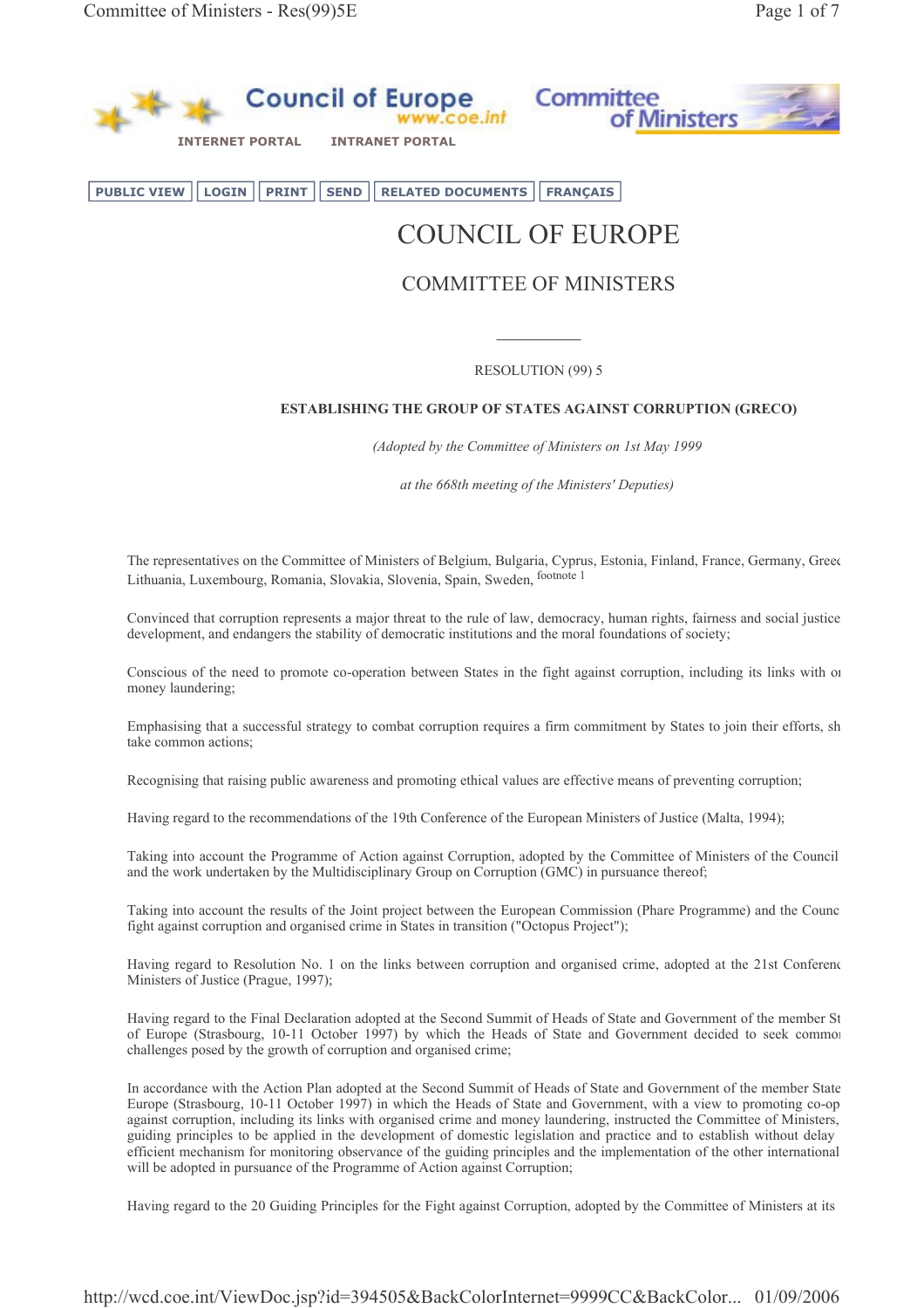# COUNCIL OF EUROPE

## COMMITTEE OF MINISTERS

RESOLUTION (99) 5

**ESTABLISHING THE GROUP OF STATES AGAINST CORRUPTION (GRECO)**

*(Adopted by the Committee of Ministers on 1st May 1999*

*at the 668th meeting of the Ministers' Deputies)*

The representatives on the Committee of Ministers of Belgium, Bulgaria, Cyprus, Estonia, Finland, France, Germany, Greec Lithuania, Luxembourg, Romania, Slovakia, Slovenia, Spain, Sweden, footnote 1

Convinced that corruption represents a major threat to the rule of law, democracy, human rights, fairness and social justice development, and endangers the stability of democratic institutions and the moral foundations of society;

Conscious of the need to promote co-operation between States in the fight against corruption, including its links with or money laundering;

Emphasising that a successful strategy to combat corruption requires a firm commitment by States to join their efforts, sh take common actions;

Recognising that raising public awareness and promoting ethical values are effective means of preventing corruption;

Having regard to the recommendations of the 19th Conference of the European Ministers of Justice (Malta, 1994);

Taking into account the Programme of Action against Corruption, adopted by the Committee of Ministers of the Council and the work undertaken by the Multidisciplinary Group on Corruption (GMC) in pursuance thereof;

Taking into account the results of the Joint project between the European Commission (Phare Programme) and the Counc fight against corruption and organised crime in States in transition ("Octopus Project");

Having regard to Resolution No. 1 on the links between corruption and organised crime, adopted at the 21st Conferenc Ministers of Justice (Prague, 1997);

Having regard to the Final Declaration adopted at the Second Summit of Heads of State and Government of the member St of Europe (Strasbourg, 10-11 October 1997) by which the Heads of State and Government decided to seek commo challenges posed by the growth of corruption and organised crime;

In accordance with the Action Plan adopted at the Second Summit of Heads of State and Government of the member State Europe (Strasbourg, 10-11 October 1997) in which the Heads of State and Government, with a view to promoting co-op against corruption, including its links with organised crime and money laundering, instructed the Committee of Ministers, guiding principles to be applied in the development of domestic legislation and practice and to establish without delay efficient mechanism for monitoring observance of the guiding principles and the implementation of the other international will be adopted in pursuance of the Programme of Action against Corruption;

Having regard to the 20 Guiding Principles for the Fight against Corruption, adopted by the Committee of Ministers at its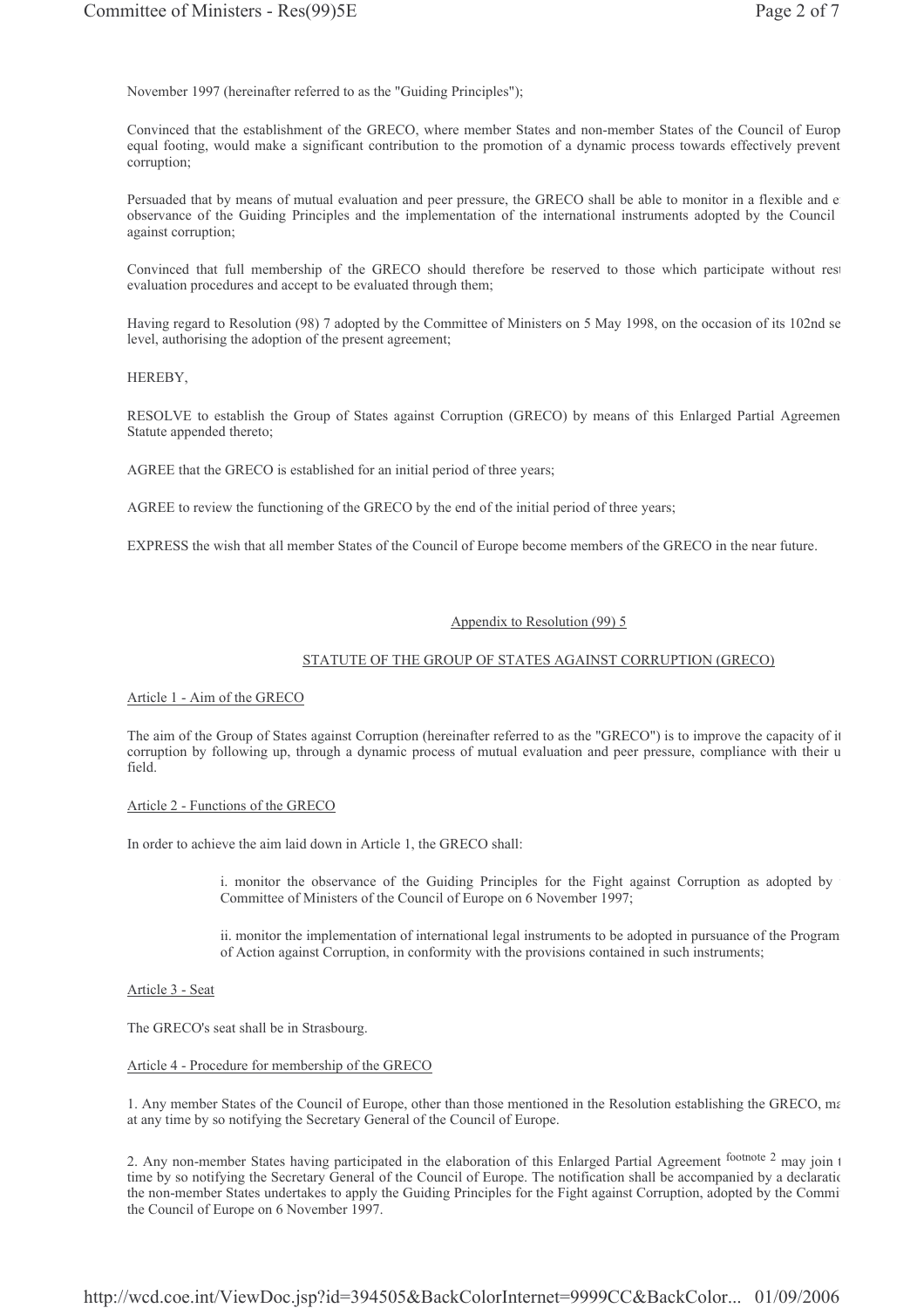November 1997 (hereinafter referred to as the "Guiding Principles");

Convinced that the establishment of the GRECO, where member States and non-member States of the Council of Europ equal footing, would make a significant contribution to the promotion of a dynamic process towards effectively prevent corruption;

Persuaded that by means of mutual evaluation and peer pressure, the GRECO shall be able to monitor in a flexible and e observance of the Guiding Principles and the implementation of the international instruments adopted by the Council against corruption;

Convinced that full membership of the GRECO should therefore be reserved to those which participate without rest evaluation procedures and accept to be evaluated through them;

Having regard to Resolution (98) 7 adopted by the Committee of Ministers on 5 May 1998, on the occasion of its 102nd se level, authorising the adoption of the present agreement;

HEREBY,

RESOLVE to establish the Group of States against Corruption (GRECO) by means of this Enlarged Partial Agreemen Statute appended thereto;

AGREE that the GRECO is established for an initial period of three years;

AGREE to review the functioning of the GRECO by the end of the initial period of three years;

EXPRESS the wish that all member States of the Council of Europe become members of the GRECO in the near future.

## Appendix to Resolution (99) 5

## STATUTE OF THE GROUP OF STATES AGAINST CORRUPTION (GRECO)

### Article 1 - Aim of the GRECO

The aim of the Group of States against Corruption (hereinafter referred to as the "GRECO") is to improve the capacity of it corruption by following up, through a dynamic process of mutual evaluation and peer pressure, compliance with their u field.

### Article 2 - Functions of the GRECO

In order to achieve the aim laid down in Article 1, the GRECO shall:

> i. monitor the observance of the Guiding Principles for the Fight against Corruption as adopted by Committee of Ministers of the Council of Europe on 6 November 1997;
>
> ii. monitor the implementation of international legal instruments to be adopted in pursuance of the Program of Action against Corruption, in conformity with the provisions contained in such instruments;

### Article 3 - Seat

The GRECO's seat shall be in Strasbourg.

### Article 4 - Procedure for membership of the GRECO

1. Any member States of the Council of Europe, other than those mentioned in the Resolution establishing the GRECO, ma at any time by so notifying the Secretary General of the Council of Europe.

2. Any non-member States having participated in the elaboration of this Enlarged Partial Agreement footnote 2 may join t time by so notifying the Secretary General of the Council of Europe. The notification shall be accompanied by a declaratic the non-member States undertakes to apply the Guiding Principles for the Fight against Corruption, adopted by the Commi the Council of Europe on 6 November 1997.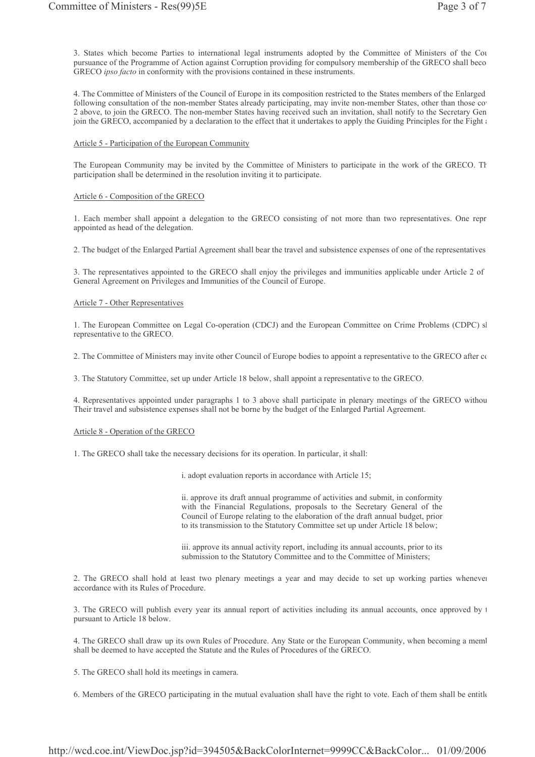3. States which become Parties to international legal instruments adopted by the Committee of Ministers of the Cou pursuance of the Programme of Action against Corruption providing for compulsory membership of the GRECO shall beco GRECO *ipso facto* in conformity with the provisions contained in these instruments.

4. The Committee of Ministers of the Council of Europe in its composition restricted to the States members of the Enlarged following consultation of the non-member States already participating, may invite non-member States, other than those co 2 above, to join the GRECO. The non-member States having received such an invitation, shall notify to the Secretary Gen join the GRECO, accompanied by a declaration to the effect that it undertakes to apply the Guiding Principles for the Fight a

Article 5 - Participation of the European Community

The European Community may be invited by the Committee of Ministers to participate in the work of the GRECO. Th participation shall be determined in the resolution inviting it to participate.

Article 6 - Composition of the GRECO

1. Each member shall appoint a delegation to the GRECO consisting of not more than two representatives. One repr appointed as head of the delegation.

2. The budget of the Enlarged Partial Agreement shall bear the travel and subsistence expenses of one of the representatives

3. The representatives appointed to the GRECO shall enjoy the privileges and immunities applicable under Article 2 of General Agreement on Privileges and Immunities of the Council of Europe.

Article 7 - Other Representatives

1. The European Committee on Legal Co-operation (CDCJ) and the European Committee on Crime Problems (CDPC) sl representative to the GRECO.

2. The Committee of Ministers may invite other Council of Europe bodies to appoint a representative to the GRECO after co

3. The Statutory Committee, set up under Article 18 below, shall appoint a representative to the GRECO.

4. Representatives appointed under paragraphs 1 to 3 above shall participate in plenary meetings of the GRECO withou Their travel and subsistence expenses shall not be borne by the budget of the Enlarged Partial Agreement.

Article 8 - Operation of the GRECO

1. The GRECO shall take the necessary decisions for its operation. In particular, it shall:

i. adopt evaluation reports in accordance with Article 15;

ii. approve its draft annual programme of activities and submit, in conformity with the Financial Regulations, proposals to the Secretary General of the Council of Europe relating to the elaboration of the draft annual budget, prior to its transmission to the Statutory Committee set up under Article 18 below;

iii. approve its annual activity report, including its annual accounts, prior to its submission to the Statutory Committee and to the Committee of Ministers;

2. The GRECO shall hold at least two plenary meetings a year and may decide to set up working parties wheneve accordance with its Rules of Procedure.

3. The GRECO will publish every year its annual report of activities including its annual accounts, once approved by t pursuant to Article 18 below.

4. The GRECO shall draw up its own Rules of Procedure. Any State or the European Community, when becoming a meml shall be deemed to have accepted the Statute and the Rules of Procedures of the GRECO.

5. The GRECO shall hold its meetings in camera.

6. Members of the GRECO participating in the mutual evaluation shall have the right to vote. Each of them shall be entitle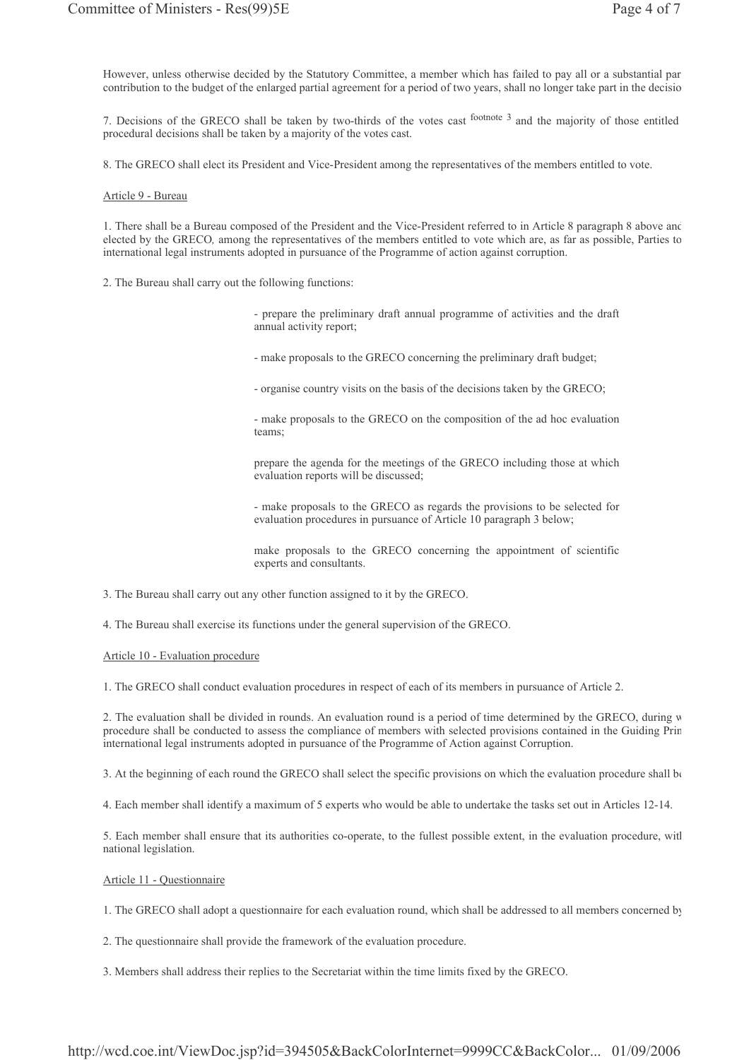However, unless otherwise decided by the Statutory Committee, a member which has failed to pay all or a substantial par contribution to the budget of the enlarged partial agreement for a period of two years, shall no longer take part in the decisio

7. Decisions of the GRECO shall be taken by two-thirds of the votes cast [footnote 3] and the majority of those entitled procedural decisions shall be taken by a majority of the votes cast.

8. The GRECO shall elect its President and Vice-President among the representatives of the members entitled to vote.

Article 9 - Bureau

1. There shall be a Bureau composed of the President and the Vice-President referred to in Article 8 paragraph 8 above anc elected by the GRECO, among the representatives of the members entitled to vote which are, as far as possible, Parties to international legal instruments adopted in pursuance of the Programme of action against corruption.

2. The Bureau shall carry out the following functions:

- prepare the preliminary draft annual programme of activities and the draft annual activity report;

- make proposals to the GRECO concerning the preliminary draft budget;

- organise country visits on the basis of the decisions taken by the GRECO;

- make proposals to the GRECO on the composition of the ad hoc evaluation teams;

prepare the agenda for the meetings of the GRECO including those at which evaluation reports will be discussed;

- make proposals to the GRECO as regards the provisions to be selected for evaluation procedures in pursuance of Article 10 paragraph 3 below;

make proposals to the GRECO concerning the appointment of scientific experts and consultants.

3. The Bureau shall carry out any other function assigned to it by the GRECO.

4. The Bureau shall exercise its functions under the general supervision of the GRECO.

Article 10 - Evaluation procedure

1. The GRECO shall conduct evaluation procedures in respect of each of its members in pursuance of Article 2.

2. The evaluation shall be divided in rounds. An evaluation round is a period of time determined by the GRECO, during w procedure shall be conducted to assess the compliance of members with selected provisions contained in the Guiding Prin international legal instruments adopted in pursuance of the Programme of Action against Corruption.

3. At the beginning of each round the GRECO shall select the specific provisions on which the evaluation procedure shall be

4. Each member shall identify a maximum of 5 experts who would be able to undertake the tasks set out in Articles 12-14.

5. Each member shall ensure that its authorities co-operate, to the fullest possible extent, in the evaluation procedure, witl national legislation.

Article 11 - Questionnaire

1. The GRECO shall adopt a questionnaire for each evaluation round, which shall be addressed to all members concerned by

2. The questionnaire shall provide the framework of the evaluation procedure.

3. Members shall address their replies to the Secretariat within the time limits fixed by the GRECO.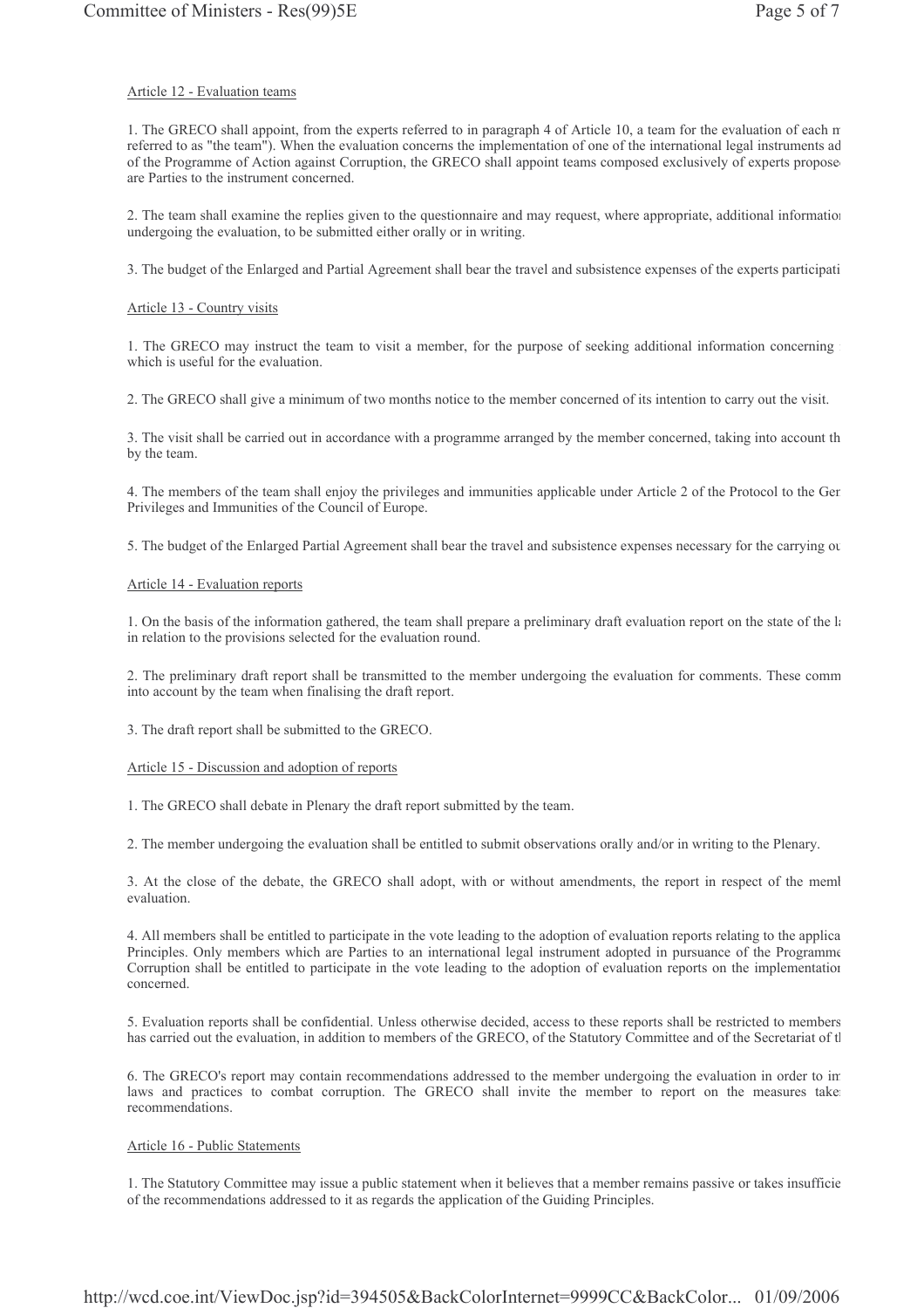Article 12 - Evaluation teams

1. The GRECO shall appoint, from the experts referred to in paragraph 4 of Article 10, a team for the evaluation of each m referred to as "the team"). When the evaluation concerns the implementation of one of the international legal instruments ad of the Programme of Action against Corruption, the GRECO shall appoint teams composed exclusively of experts propose are Parties to the instrument concerned.

2. The team shall examine the replies given to the questionnaire and may request, where appropriate, additional information undergoing the evaluation, to be submitted either orally or in writing.

3. The budget of the Enlarged and Partial Agreement shall bear the travel and subsistence expenses of the experts participati

Article 13 - Country visits

1. The GRECO may instruct the team to visit a member, for the purpose of seeking additional information concerning which is useful for the evaluation.

2. The GRECO shall give a minimum of two months notice to the member concerned of its intention to carry out the visit.

3. The visit shall be carried out in accordance with a programme arranged by the member concerned, taking into account th by the team.

4. The members of the team shall enjoy the privileges and immunities applicable under Article 2 of the Protocol to the Ger Privileges and Immunities of the Council of Europe.

5. The budget of the Enlarged Partial Agreement shall bear the travel and subsistence expenses necessary for the carrying ou

Article 14 - Evaluation reports

1. On the basis of the information gathered, the team shall prepare a preliminary draft evaluation report on the state of the la in relation to the provisions selected for the evaluation round.

2. The preliminary draft report shall be transmitted to the member undergoing the evaluation for comments. These comm into account by the team when finalising the draft report.

3. The draft report shall be submitted to the GRECO.

Article 15 - Discussion and adoption of reports

1. The GRECO shall debate in Plenary the draft report submitted by the team.

2. The member undergoing the evaluation shall be entitled to submit observations orally and/or in writing to the Plenary.

3. At the close of the debate, the GRECO shall adopt, with or without amendments, the report in respect of the meml evaluation.

4. All members shall be entitled to participate in the vote leading to the adoption of evaluation reports relating to the applica Principles. Only members which are Parties to an international legal instrument adopted in pursuance of the Programme Corruption shall be entitled to participate in the vote leading to the adoption of evaluation reports on the implementation concerned.

5. Evaluation reports shall be confidential. Unless otherwise decided, access to these reports shall be restricted to members has carried out the evaluation, in addition to members of the GRECO, of the Statutory Committee and of the Secretariat of tl

6. The GRECO's report may contain recommendations addressed to the member undergoing the evaluation in order to im laws and practices to combat corruption. The GRECO shall invite the member to report on the measures take recommendations.

Article 16 - Public Statements

1. The Statutory Committee may issue a public statement when it believes that a member remains passive or takes insufficie of the recommendations addressed to it as regards the application of the Guiding Principles.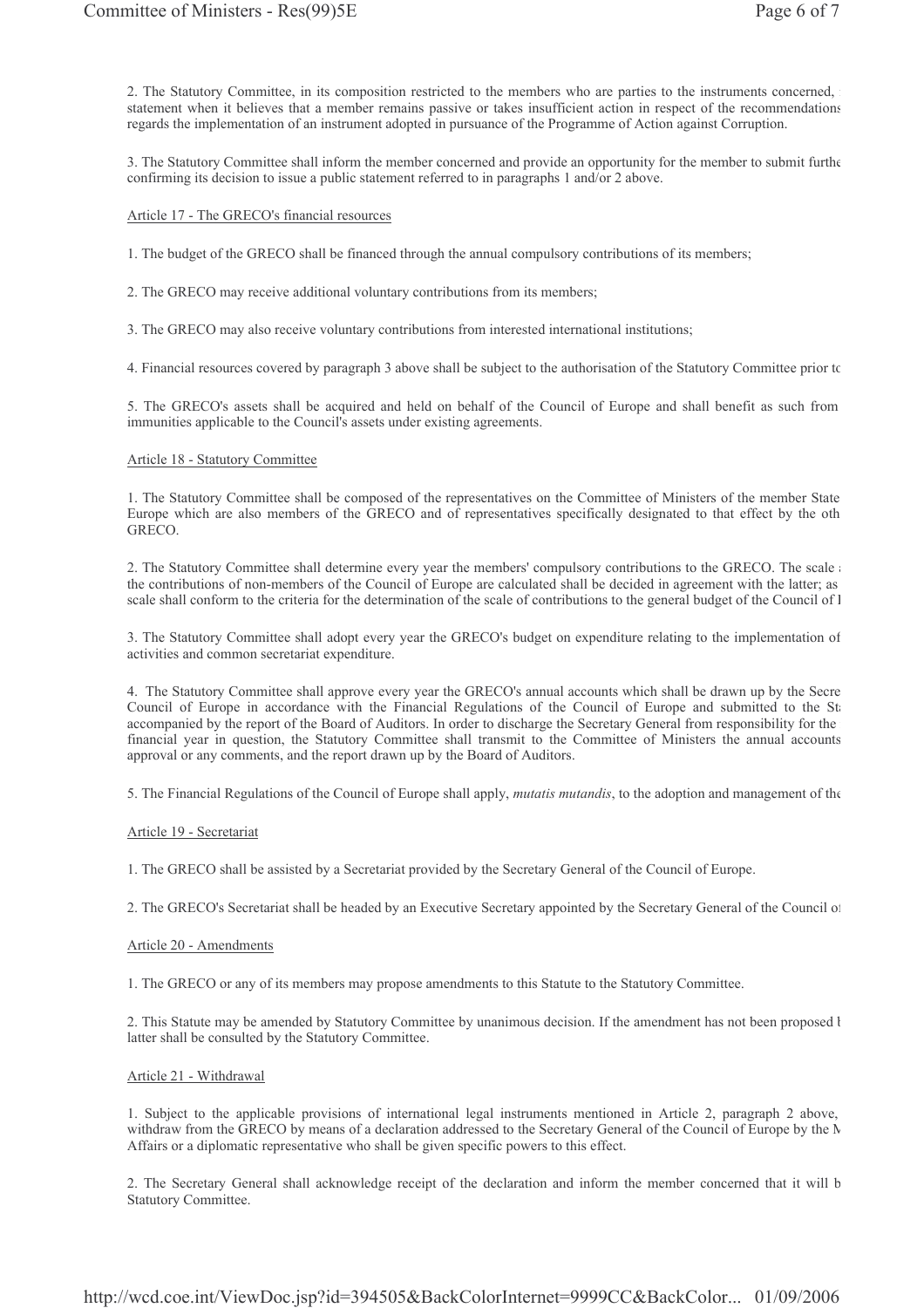2. The Statutory Committee, in its composition restricted to the members who are parties to the instruments concerned, statement when it believes that a member remains passive or takes insufficient action in respect of the recommendations regards the implementation of an instrument adopted in pursuance of the Programme of Action against Corruption.

3. The Statutory Committee shall inform the member concerned and provide an opportunity for the member to submit furthe confirming its decision to issue a public statement referred to in paragraphs 1 and/or 2 above.

Article 17 - The GRECO's financial resources

1. The budget of the GRECO shall be financed through the annual compulsory contributions of its members;

2. The GRECO may receive additional voluntary contributions from its members;

3. The GRECO may also receive voluntary contributions from interested international institutions;

4. Financial resources covered by paragraph 3 above shall be subject to the authorisation of the Statutory Committee prior to

5. The GRECO's assets shall be acquired and held on behalf of the Council of Europe and shall benefit as such from immunities applicable to the Council's assets under existing agreements.

Article 18 - Statutory Committee

1. The Statutory Committee shall be composed of the representatives on the Committee of Ministers of the member State Europe which are also members of the GRECO and of representatives specifically designated to that effect by the oth GRECO.

2. The Statutory Committee shall determine every year the members' compulsory contributions to the GRECO. The scale the contributions of non-members of the Council of Europe are calculated shall be decided in agreement with the latter; as scale shall conform to the criteria for the determination of the scale of contributions to the general budget of the Council of I

3. The Statutory Committee shall adopt every year the GRECO's budget on expenditure relating to the implementation of activities and common secretariat expenditure.

4. The Statutory Committee shall approve every year the GRECO's annual accounts which shall be drawn up by the Secre Council of Europe in accordance with the Financial Regulations of the Council of Europe and submitted to the St accompanied by the report of the Board of Auditors. In order to discharge the Secretary General from responsibility for the financial year in question, the Statutory Committee shall transmit to the Committee of Ministers the annual accounts approval or any comments, and the report drawn up by the Board of Auditors.

5. The Financial Regulations of the Council of Europe shall apply, *mutatis mutandis*, to the adoption and management of the

Article 19 - Secretariat

1. The GRECO shall be assisted by a Secretariat provided by the Secretary General of the Council of Europe.

2. The GRECO's Secretariat shall be headed by an Executive Secretary appointed by the Secretary General of the Council of

Article 20 - Amendments

1. The GRECO or any of its members may propose amendments to this Statute to the Statutory Committee.

2. This Statute may be amended by Statutory Committee by unanimous decision. If the amendment has not been proposed b latter shall be consulted by the Statutory Committee.

Article 21 - Withdrawal

1. Subject to the applicable provisions of international legal instruments mentioned in Article 2, paragraph 2 above, withdraw from the GRECO by means of a declaration addressed to the Secretary General of the Council of Europe by the M Affairs or a diplomatic representative who shall be given specific powers to this effect.

2. The Secretary General shall acknowledge receipt of the declaration and inform the member concerned that it will b Statutory Committee.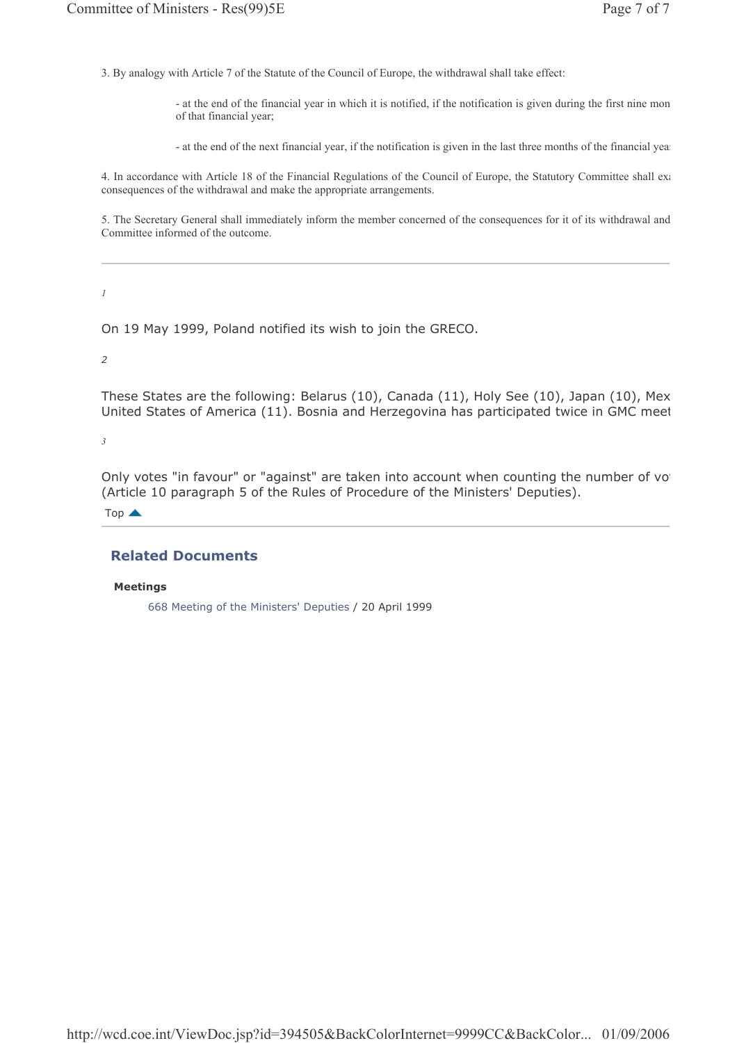3. By analogy with Article 7 of the Statute of the Council of Europe, the withdrawal shall take effect:

- at the end of the financial year in which it is notified, if the notification is given during the first nine mon of that financial year;

- at the end of the next financial year, if the notification is given in the last three months of the financial yea

4. In accordance with Article 18 of the Financial Regulations of the Council of Europe, the Statutory Committee shall ex consequences of the withdrawal and make the appropriate arrangements.

5. The Secretary General shall immediately inform the member concerned of the consequences for it of its withdrawal and Committee informed of the outcome.

---

*1*

On 19 May 1999, Poland notified its wish to join the GRECO.

*2*

These States are the following: Belarus (10), Canada (11), Holy See (10), Japan (10), Mex United States of America (11). Bosnia and Herzegovina has participated twice in GMC meet

*3*

Only votes "in favour" or "against" are taken into account when counting the number of vo (Article 10 paragraph 5 of the Rules of Procedure of the Ministers' Deputies).

Top

---

## Related Documents

**Meetings**

668 Meeting of the Ministers' Deputies / 20 April 1999